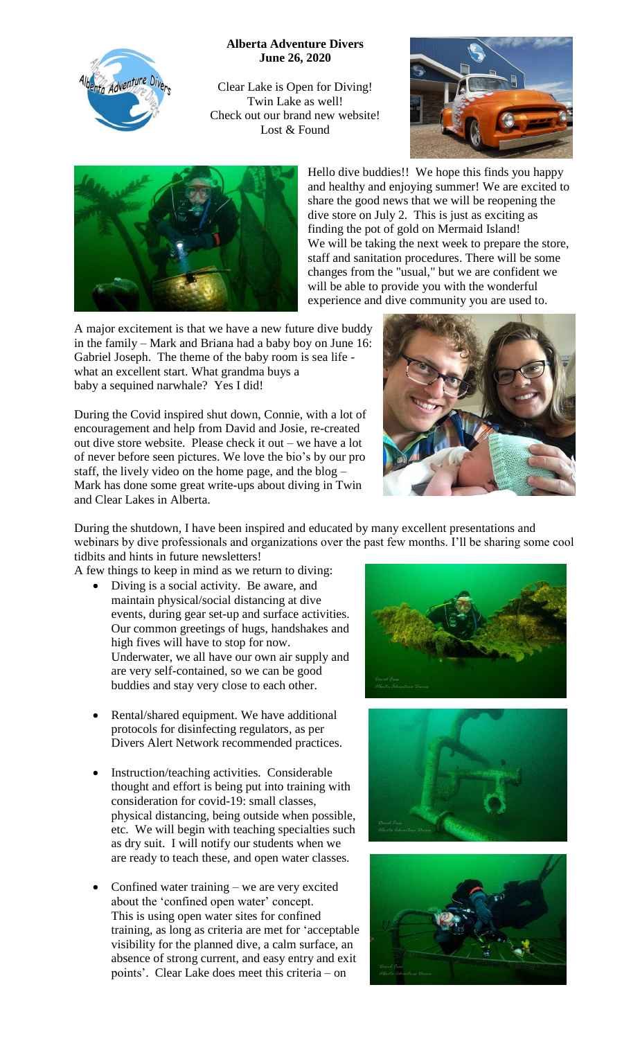**Alberta Adventure Divers**
**June 26, 2020**

Clear Lake is Open for Diving!
Twin Lake as well!
Check out our brand new website!
Lost & Found

Hello dive buddies!! We hope this finds you happy and healthy and enjoying summer! We are excited to share the good news that we will be reopening the dive store on July 2. This is just as exciting as finding the pot of gold on Mermaid Island! We will be taking the next week to prepare the store, staff and sanitation procedures. There will be some changes from the "usual," but we are confident we will be able to provide you with the wonderful experience and dive community you are used to.

A major excitement is that we have a new future dive buddy in the family – Mark and Briana had a baby boy on June 16: Gabriel Joseph. The theme of the baby room is sea life - what an excellent start. What grandma buys a baby a sequined narwhale? Yes I did!

During the Covid inspired shut down, Connie, with a lot of encouragement and help from David and Josie, re-created out dive store website. Please check it out – we have a lot of never before seen pictures. We love the bio's by our pro staff, the lively video on the home page, and the blog – Mark has done some great write-ups about diving in Twin and Clear Lakes in Alberta.

During the shutdown, I have been inspired and educated by many excellent presentations and webinars by dive professionals and organizations over the past few months. I'll be sharing some cool tidbits and hints in future newsletters!

A few things to keep in mind as we return to diving:

- Diving is a social activity. Be aware, and maintain physical/social distancing at dive events, during gear set-up and surface activities. Our common greetings of hugs, handshakes and high fives will have to stop for now. Underwater, we all have our own air supply and are very self-contained, so we can be good buddies and stay very close to each other.

- Rental/shared equipment. We have additional protocols for disinfecting regulators, as per Divers Alert Network recommended practices.

- Instruction/teaching activities. Considerable thought and effort is being put into training with consideration for covid-19: small classes, physical distancing, being outside when possible, etc. We will begin with teaching specialties such as dry suit. I will notify our students when we are ready to teach these, and open water classes.

- Confined water training – we are very excited about the 'confined open water' concept. This is using open water sites for confined training, as long as criteria are met for 'acceptable visibility for the planned dive, a calm surface, an absence of strong current, and easy entry and exit points'. Clear Lake does meet this criteria – on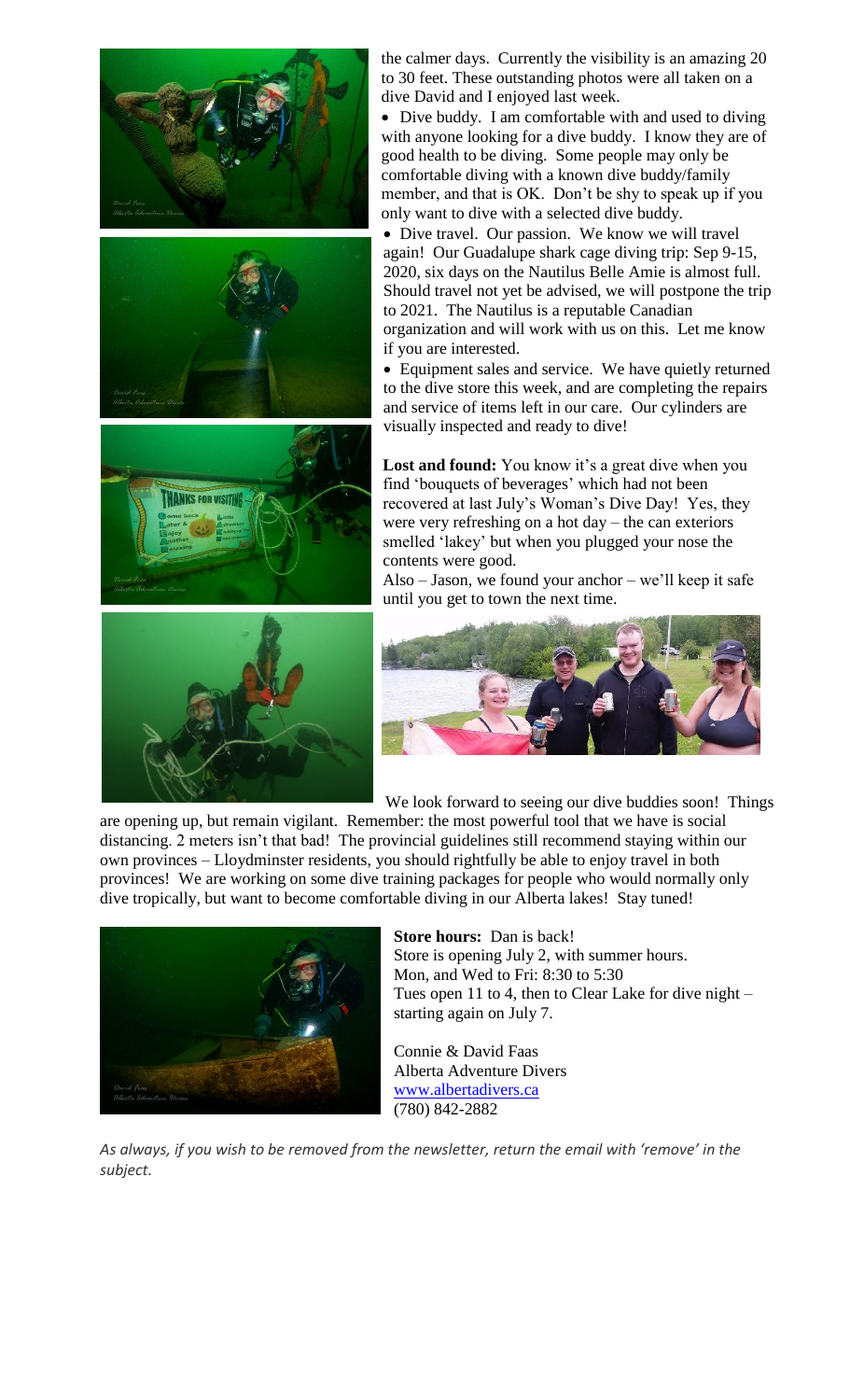the calmer days. Currently the visibility is an amazing 20 to 30 feet. These outstanding photos were all taken on a dive David and I enjoyed last week.

- Dive buddy. I am comfortable with and used to diving with anyone looking for a dive buddy. I know they are of good health to be diving. Some people may only be comfortable diving with a known dive buddy/family member, and that is OK. Don't be shy to speak up if you only want to dive with a selected dive buddy.
- Dive travel. Our passion. We know we will travel again! Our Guadalupe shark cage diving trip: Sep 9-15, 2020, six days on the Nautilus Belle Amie is almost full. Should travel not yet be advised, we will postpone the trip to 2021. The Nautilus is a reputable Canadian organization and will work with us on this. Let me know if you are interested.
- Equipment sales and service. We have quietly returned to the dive store this week, and are completing the repairs and service of items left in our care. Our cylinders are visually inspected and ready to dive!

**Lost and found:** You know it's a great dive when you find 'bouquets of beverages' which had not been recovered at last July's Woman's Dive Day! Yes, they were very refreshing on a hot day – the can exteriors smelled 'lakey' but when you plugged your nose the contents were good.

Also – Jason, we found your anchor – we'll keep it safe until you get to town the next time.

We look forward to seeing our dive buddies soon! Things are opening up, but remain vigilant. Remember: the most powerful tool that we have is social distancing. 2 meters isn't that bad! The provincial guidelines still recommend staying within our own provinces – Lloydminster residents, you should rightfully be able to enjoy travel in both provinces! We are working on some dive training packages for people who would normally only dive tropically, but want to become comfortable diving in our Alberta lakes! Stay tuned!

**Store hours:** Dan is back!
Store is opening July 2, with summer hours.
Mon, and Wed to Fri: 8:30 to 5:30
Tues open 11 to 4, then to Clear Lake for dive night – starting again on July 7.

Connie & David Faas
Alberta Adventure Divers
www.albertadivers.ca
(780) 842-2882

*As always, if you wish to be removed from the newsletter, return the email with 'remove' in the subject.*